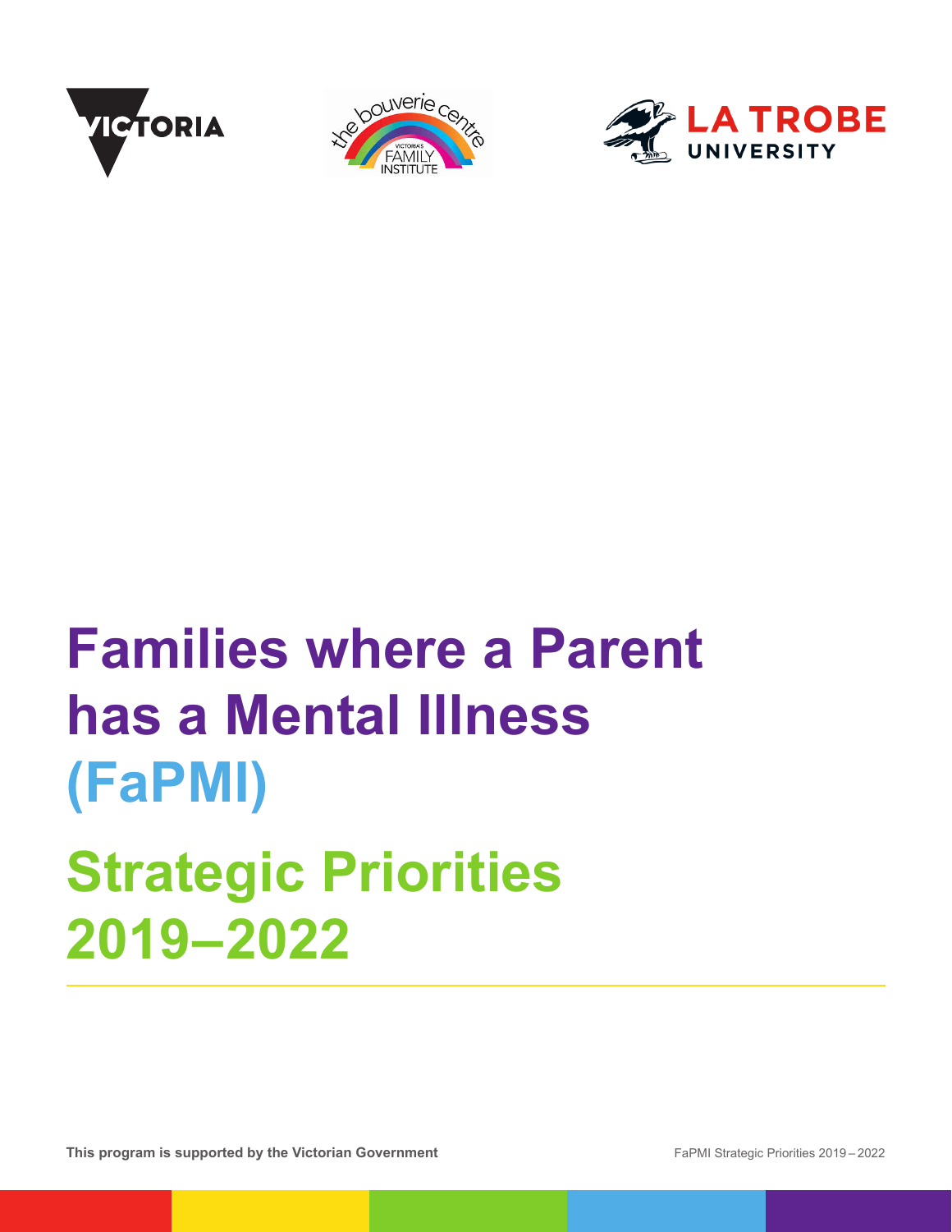# Families where a Parent has a Mental Illness (FaPMI)

# Strategic Priorities 2019–2022

**This program is supported by the Victorian Government**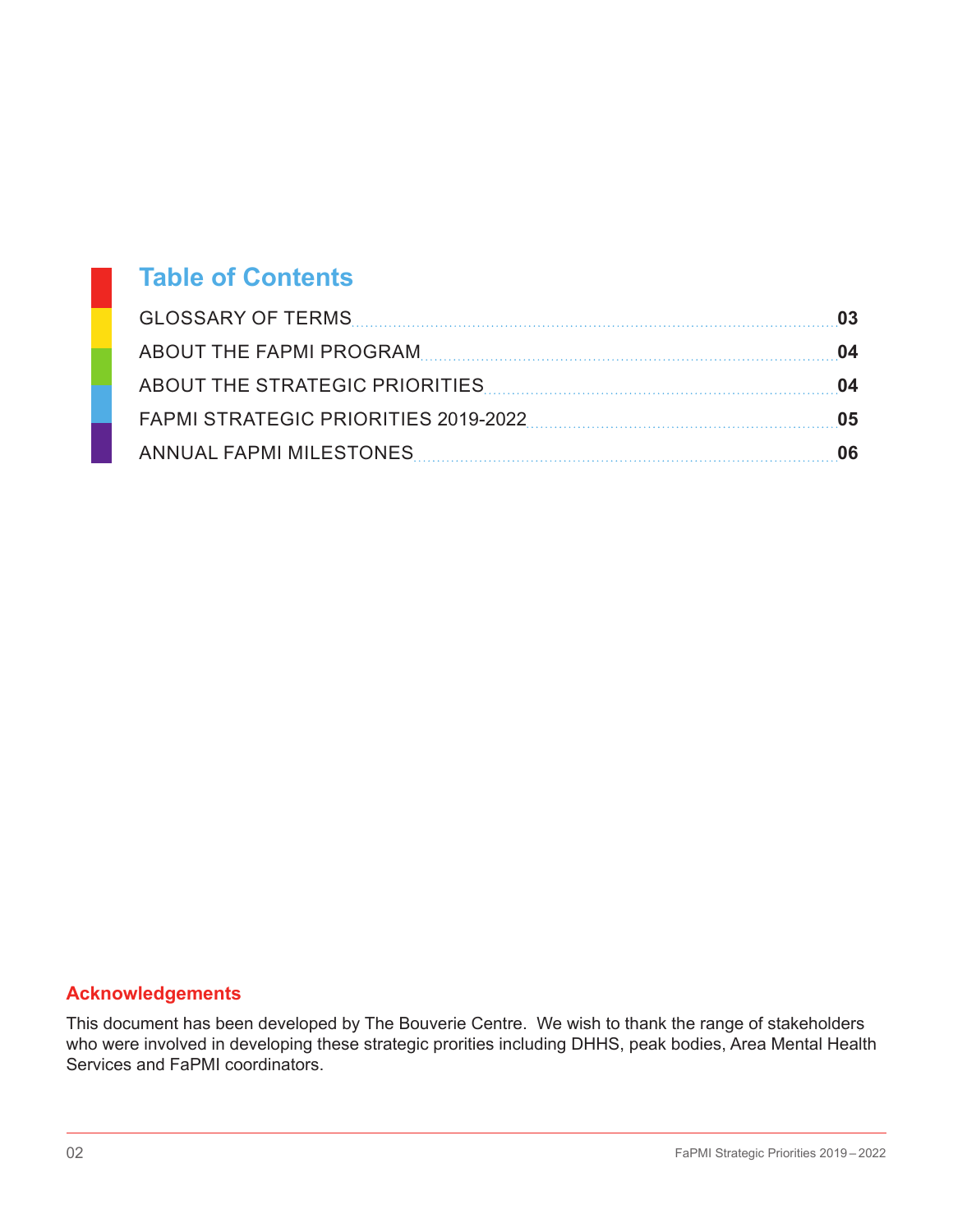## Table of Contents

| | |
|---|---|
| GLOSSARY OF TERMS | **03** |
| ABOUT THE FAPMI PROGRAM | **04** |
| ABOUT THE STRATEGIC PRIORITIES | **04** |
| FAPMI STRATEGIC PRIORITIES 2019-2022 | **05** |
| ANNUAL FAPMI MILESTONES | **06** |

### Acknowledgements

This document has been developed by The Bouverie Centre. We wish to thank the range of stakeholders who were involved in developing these strategic prorities including DHHS, peak bodies, Area Mental Health Services and FaPMI coordinators.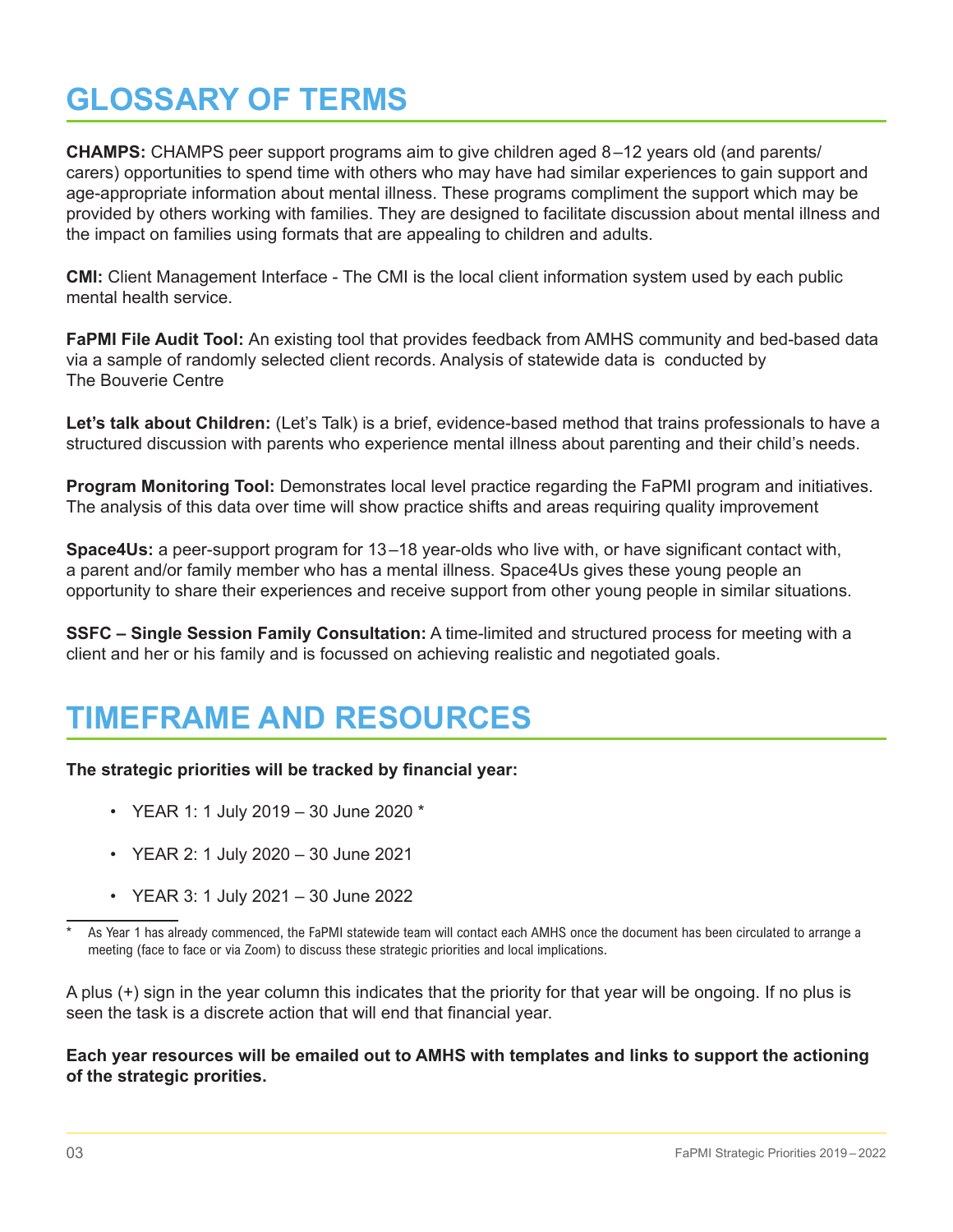# GLOSSARY OF TERMS

**CHAMPS:** CHAMPS peer support programs aim to give children aged 8 – 12 years old (and parents/ carers) opportunities to spend time with others who may have had similar experiences to gain support and age-appropriate information about mental illness. These programs compliment the support which may be provided by others working with families. They are designed to facilitate discussion about mental illness and the impact on families using formats that are appealing to children and adults.

**CMI:** Client Management Interface - The CMI is the local client information system used by each public mental health service.

**FaPMI File Audit Tool:** An existing tool that provides feedback from AMHS community and bed-based data via a sample of randomly selected client records. Analysis of statewide data is conducted by The Bouverie Centre

**Let's talk about Children:** (Let's Talk) is a brief, evidence-based method that trains professionals to have a structured discussion with parents who experience mental illness about parenting and their child's needs.

**Program Monitoring Tool:** Demonstrates local level practice regarding the FaPMI program and initiatives. The analysis of this data over time will show practice shifts and areas requiring quality improvement

**Space4Us:** a peer-support program for 13 – 18 year-olds who live with, or have significant contact with, a parent and/or family member who has a mental illness. Space4Us gives these young people an opportunity to share their experiences and receive support from other young people in similar situations.

**SSFC – Single Session Family Consultation:** A time-limited and structured process for meeting with a client and her or his family and is focussed on achieving realistic and negotiated goals.

# TIMEFRAME AND RESOURCES

**The strategic priorities will be tracked by financial year:**

- YEAR 1: 1 July 2019 – 30 June 2020 *
- YEAR 2: 1 July 2020 – 30 June 2021
- YEAR 3: 1 July 2021 – 30 June 2022

* As Year 1 has already commenced, the FaPMI statewide team will contact each AMHS once the document has been circulated to arrange a meeting (face to face or via Zoom) to discuss these strategic priorities and local implications.

A plus (+) sign in the year column this indicates that the priority for that year will be ongoing. If no plus is seen the task is a discrete action that will end that financial year.

**Each year resources will be emailed out to AMHS with templates and links to support the actioning of the strategic prorities.**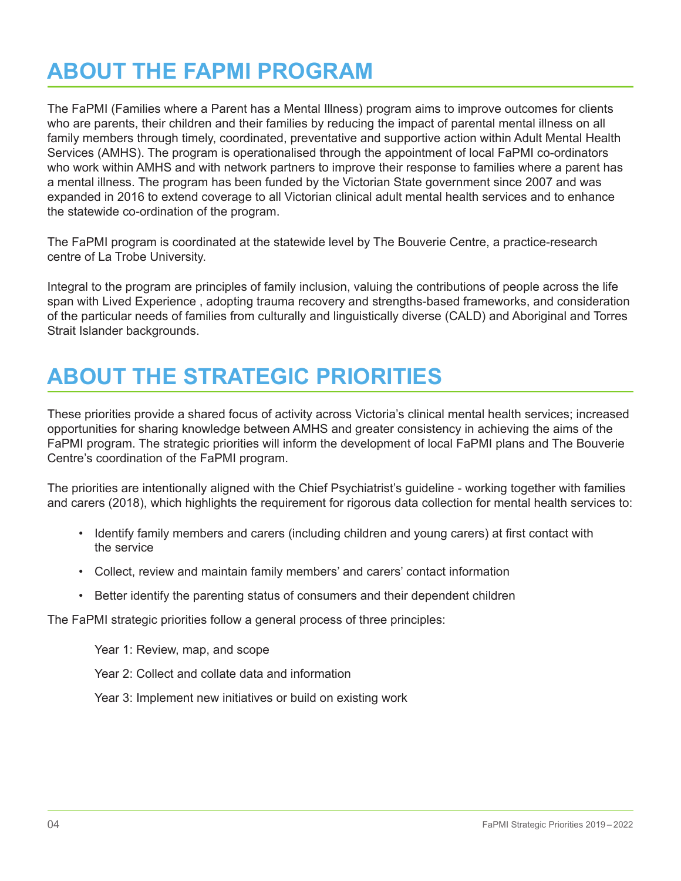# ABOUT THE FAPMI PROGRAM

The FaPMI (Families where a Parent has a Mental Illness) program aims to improve outcomes for clients who are parents, their children and their families by reducing the impact of parental mental illness on all family members through timely, coordinated, preventative and supportive action within Adult Mental Health Services (AMHS). The program is operationalised through the appointment of local FaPMI co-ordinators who work within AMHS and with network partners to improve their response to families where a parent has a mental illness. The program has been funded by the Victorian State government since 2007 and was expanded in 2016 to extend coverage to all Victorian clinical adult mental health services and to enhance the statewide co-ordination of the program.

The FaPMI program is coordinated at the statewide level by The Bouverie Centre, a practice-research centre of La Trobe University.

Integral to the program are principles of family inclusion, valuing the contributions of people across the life span with Lived Experience , adopting trauma recovery and strengths-based frameworks, and consideration of the particular needs of families from culturally and linguistically diverse (CALD) and Aboriginal and Torres Strait Islander backgrounds.

# ABOUT THE STRATEGIC PRIORITIES

These priorities provide a shared focus of activity across Victoria's clinical mental health services; increased opportunities for sharing knowledge between AMHS and greater consistency in achieving the aims of the FaPMI program. The strategic priorities will inform the development of local FaPMI plans and The Bouverie Centre's coordination of the FaPMI program.

The priorities are intentionally aligned with the Chief Psychiatrist's guideline - working together with families and carers (2018), which highlights the requirement for rigorous data collection for mental health services to:

- Identify family members and carers (including children and young carers) at first contact with the service
- Collect, review and maintain family members' and carers' contact information
- Better identify the parenting status of consumers and their dependent children

The FaPMI strategic priorities follow a general process of three principles:

Year 1: Review, map, and scope

Year 2: Collect and collate data and information

Year 3: Implement new initiatives or build on existing work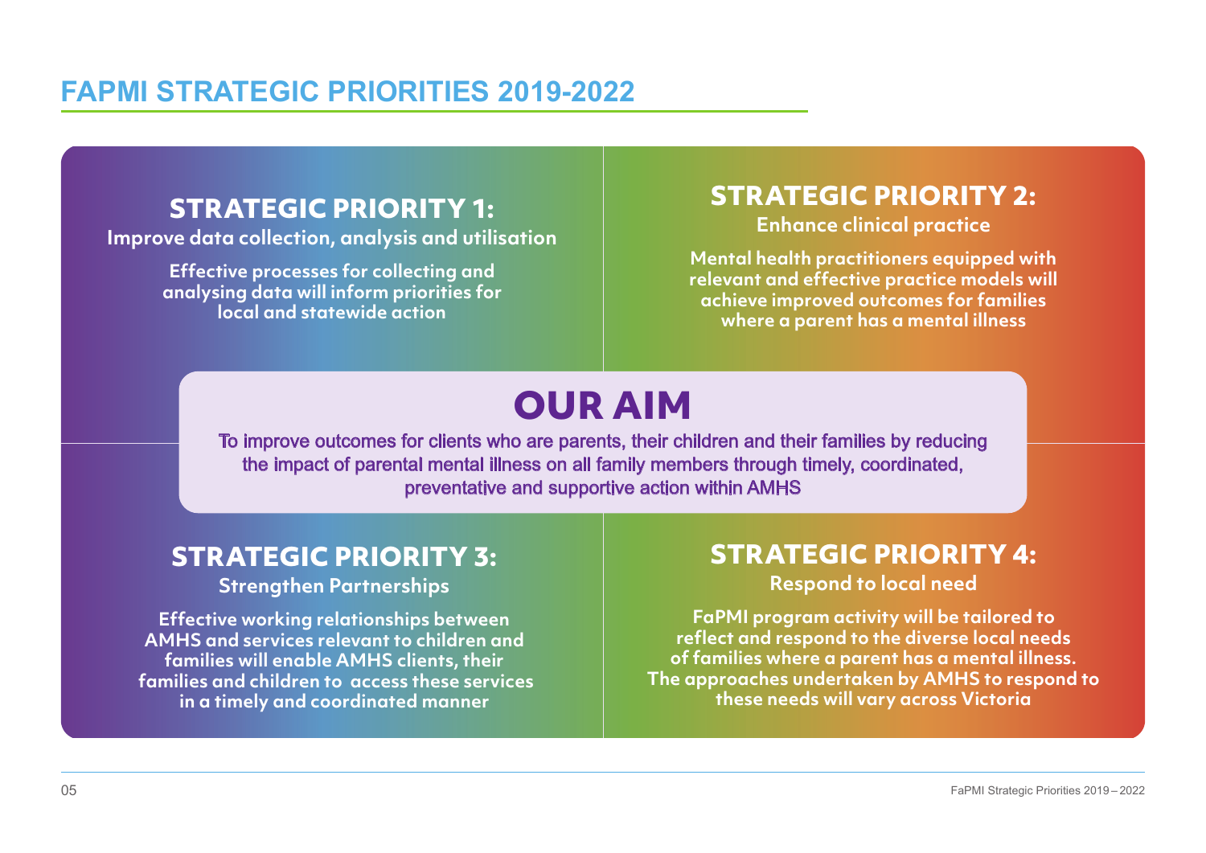# FAPMI STRATEGIC PRIORITIES 2019-2022

## STRATEGIC PRIORITY 1:

**Improve data collection, analysis and utilisation**

Effective processes for collecting and analysing data will inform priorities for local and statewide action

## STRATEGIC PRIORITY 2:

**Enhance clinical practice**

Mental health practitioners equipped with relevant and effective practice models will achieve improved outcomes for families where a parent has a mental illness

## OUR AIM

To improve outcomes for clients who are parents, their children and their families by reducing the impact of parental mental illness on all family members through timely, coordinated, preventative and supportive action within AMHS

## STRATEGIC PRIORITY 3:

**Strengthen Partnerships**

Effective working relationships between AMHS and services relevant to children and families will enable AMHS clients, their families and children to access these services in a timely and coordinated manner

## STRATEGIC PRIORITY 4:

**Respond to local need**

FaPMI program activity will be tailored to reflect and respond to the diverse local needs of families where a parent has a mental illness. The approaches undertaken by AMHS to respond to these needs will vary across Victoria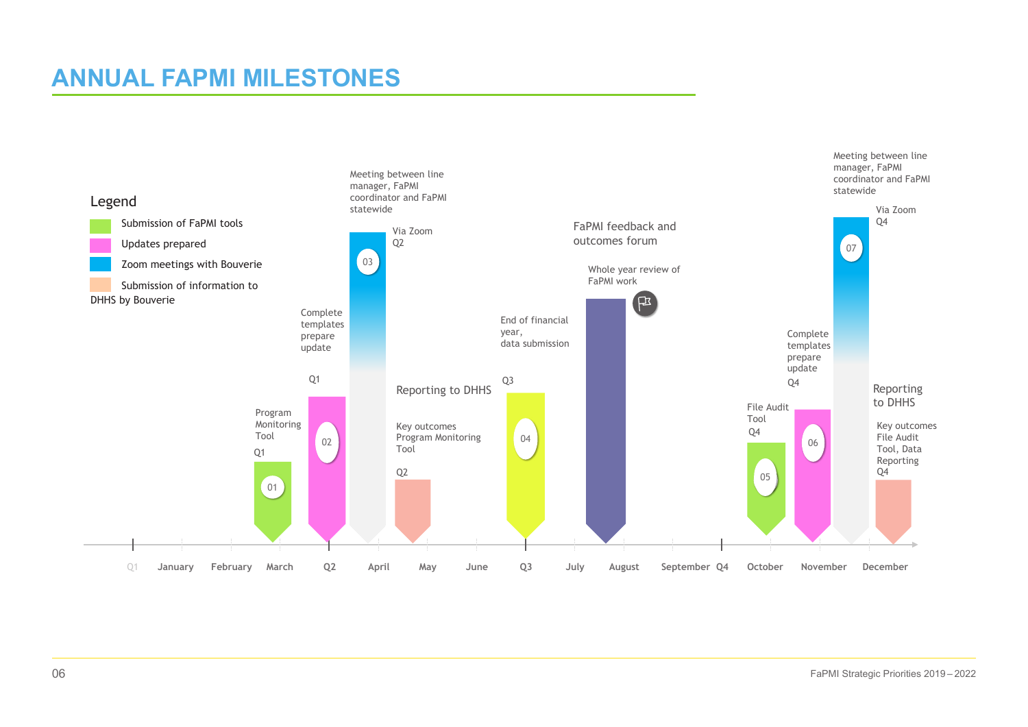# ANNUAL FAPMI MILESTONES

Legend

- Submission of FaPMI tools
- Updates prepared
- Zoom meetings with Bouverie
- Submission of information to DHHS by Bouverie

01 — Program Monitoring Tool Q1

02 — Complete templates prepare update Q1

03 — Meeting between line manager, FaPMI coordinator and FaPMI statewide. Via Zoom Q2

Reporting to DHHS — Key outcomes Program Monitoring Tool Q2

04 — End of financial year, data submission Q3

FaPMI feedback and outcomes forum — Whole year review of FaPMI work

05 — File Audit Tool Q4

06 — Complete templates prepare update Q4

07 — Meeting between line manager, FaPMI coordinator and FaPMI statewide. Via Zoom Q4

Reporting to DHHS — Key outcomes File Audit Tool, Data Reporting Q4

Q1 January February March Q2 April May June Q3 July August September Q4 October November December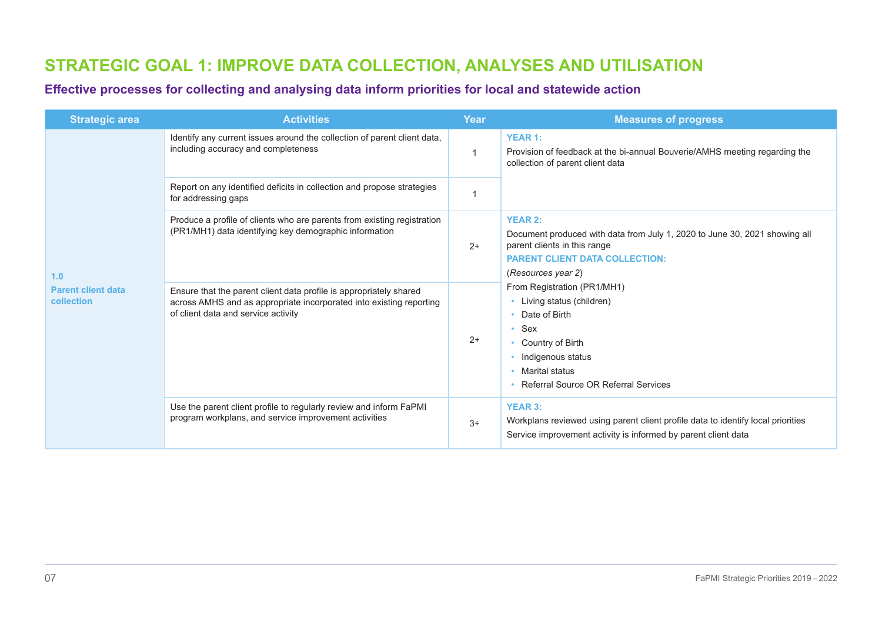# STRATEGIC GOAL 1: IMPROVE DATA COLLECTION, ANALYSES AND UTILISATION

## Effective processes for collecting and analysing data inform priorities for local and statewide action

| Strategic area | Activities | Year | Measures of progress |
|---|---|---|---|
| **1.0 Parent client data collection** | Identify any current issues around the collection of parent client data, including accuracy and completeness | 1 | **YEAR 1:** Provision of feedback at the bi-annual Bouverie/AMHS meeting regarding the collection of parent client data |
| | Report on any identified deficits in collection and propose strategies for addressing gaps | 1 | |
| | Produce a profile of clients who are parents from existing registration (PR1/MH1) data identifying key demographic information | 2+ | **YEAR 2:** Document produced with data from July 1, 2020 to June 30, 2021 showing all parent clients in this range<br>**PARENT CLIENT DATA COLLECTION:**<br>(*Resources year 2*)<br>From Registration (PR1/MH1)<br>• Living status (children)<br>• Date of Birth<br>• Sex<br>• Country of Birth<br>• Indigenous status<br>• Marital status<br>• Referral Source OR Referral Services |
| | Ensure that the parent client data profile is appropriately shared across AMHS and as appropriate incorporated into existing reporting of client data and service activity | 2+ | |
| | Use the parent client profile to regularly review and inform FaPMI program workplans, and service improvement activities | 3+ | **YEAR 3:** Workplans reviewed using parent client profile data to identify local priorities<br>Service improvement activity is informed by parent client data |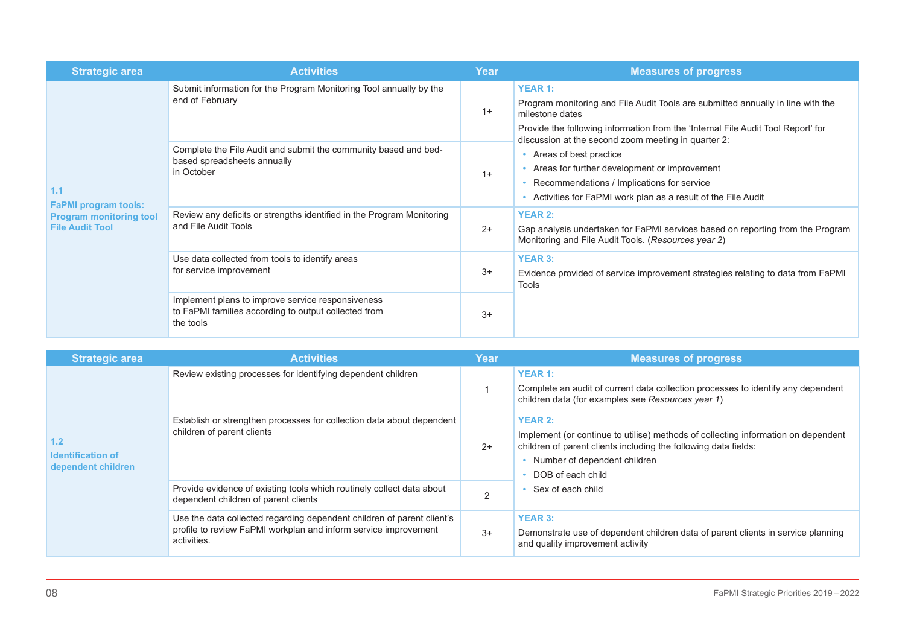| Strategic area | Activities | Year | Measures of progress |
|---|---|---|---|
| **1.1 FaPMI program tools: Program monitoring tool File Audit Tool** | Submit information for the Program Monitoring Tool annually by the end of February | 1+ | **YEAR 1:** Program monitoring and File Audit Tools are submitted annually in line with the milestone dates. Provide the following information from the 'Internal File Audit Tool Report' for discussion at the second zoom meeting in quarter 2: • Areas of best practice • Areas for further development or improvement • Recommendations / Implications for service • Activities for FaPMI work plan as a result of the File Audit |
| | Complete the File Audit and submit the community based and bed-based spreadsheets annually in October | 1+ | |
| | Review any deficits or strengths identified in the Program Monitoring and File Audit Tools | 2+ | **YEAR 2:** Gap analysis undertaken for FaPMI services based on reporting from the Program Monitoring and File Audit Tools. (*Resources year 2*) |
| | Use data collected from tools to identify areas for service improvement | 3+ | **YEAR 3:** Evidence provided of service improvement strategies relating to data from FaPMI Tools |
| | Implement plans to improve service responsiveness to FaPMI families according to output collected from the tools | 3+ | |

| Strategic area | Activities | Year | Measures of progress |
|---|---|---|---|
| **1.2 Identification of dependent children** | Review existing processes for identifying dependent children | 1 | **YEAR 1:** Complete an audit of current data collection processes to identify any dependent children data (for examples see *Resources year 1*) |
| | Establish or strengthen processes for collection data about dependent children of parent clients | 2+ | **YEAR 2:** Implement (or continue to utilise) methods of collecting information on dependent children of parent clients including the following data fields: • Number of dependent children • DOB of each child • Sex of each child |
| | Provide evidence of existing tools which routinely collect data about dependent children of parent clients | 2 | |
| | Use the data collected regarding dependent children of parent client's profile to review FaPMI workplan and inform service improvement activities. | 3+ | **YEAR 3:** Demonstrate use of dependent children data of parent clients in service planning and quality improvement activity |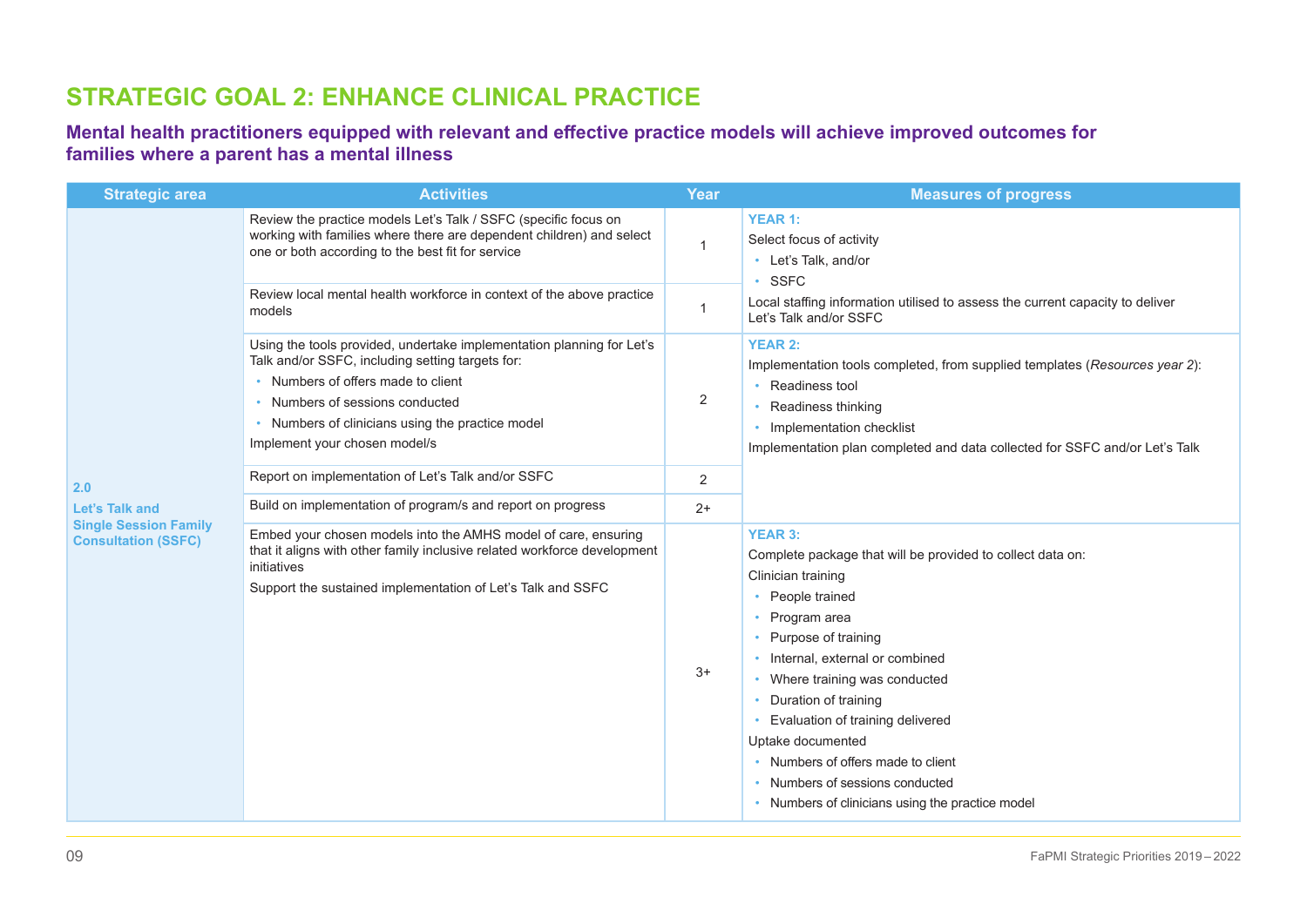# STRATEGIC GOAL 2: ENHANCE CLINICAL PRACTICE

## Mental health practitioners equipped with relevant and effective practice models will achieve improved outcomes for families where a parent has a mental illness

| Strategic area | Activities | Year | Measures of progress |
|---|---|---|---|
| **2.0 Let's Talk and Single Session Family Consultation (SSFC)** | Review the practice models Let's Talk / SSFC (specific focus on working with families where there are dependent children) and select one or both according to the best fit for service | 1 | **YEAR 1:**<br>Select focus of activity<br>• Let's Talk, and/or<br>• SSFC<br>Local staffing information utilised to assess the current capacity to deliver Let's Talk and/or SSFC |
| | Review local mental health workforce in context of the above practice models | 1 | |
| | Using the tools provided, undertake implementation planning for Let's Talk and/or SSFC, including setting targets for:<br>• Numbers of offers made to client<br>• Numbers of sessions conducted<br>• Numbers of clinicians using the practice model<br>Implement your chosen model/s | 2 | **YEAR 2:**<br>Implementation tools completed, from supplied templates (*Resources year 2*):<br>• Readiness tool<br>• Readiness thinking<br>• Implementation checklist<br>Implementation plan completed and data collected for SSFC and/or Let's Talk |
| | Report on implementation of Let's Talk and/or SSFC | 2 | |
| | Build on implementation of program/s and report on progress | 2+ | |
| | Embed your chosen models into the AMHS model of care, ensuring that it aligns with other family inclusive related workforce development initiatives<br>Support the sustained implementation of Let's Talk and SSFC | 3+ | **YEAR 3:**<br>Complete package that will be provided to collect data on:<br>Clinician training<br>• People trained<br>• Program area<br>• Purpose of training<br>• Internal, external or combined<br>• Where training was conducted<br>• Duration of training<br>• Evaluation of training delivered<br>Uptake documented<br>• Numbers of offers made to client<br>• Numbers of sessions conducted<br>• Numbers of clinicians using the practice model |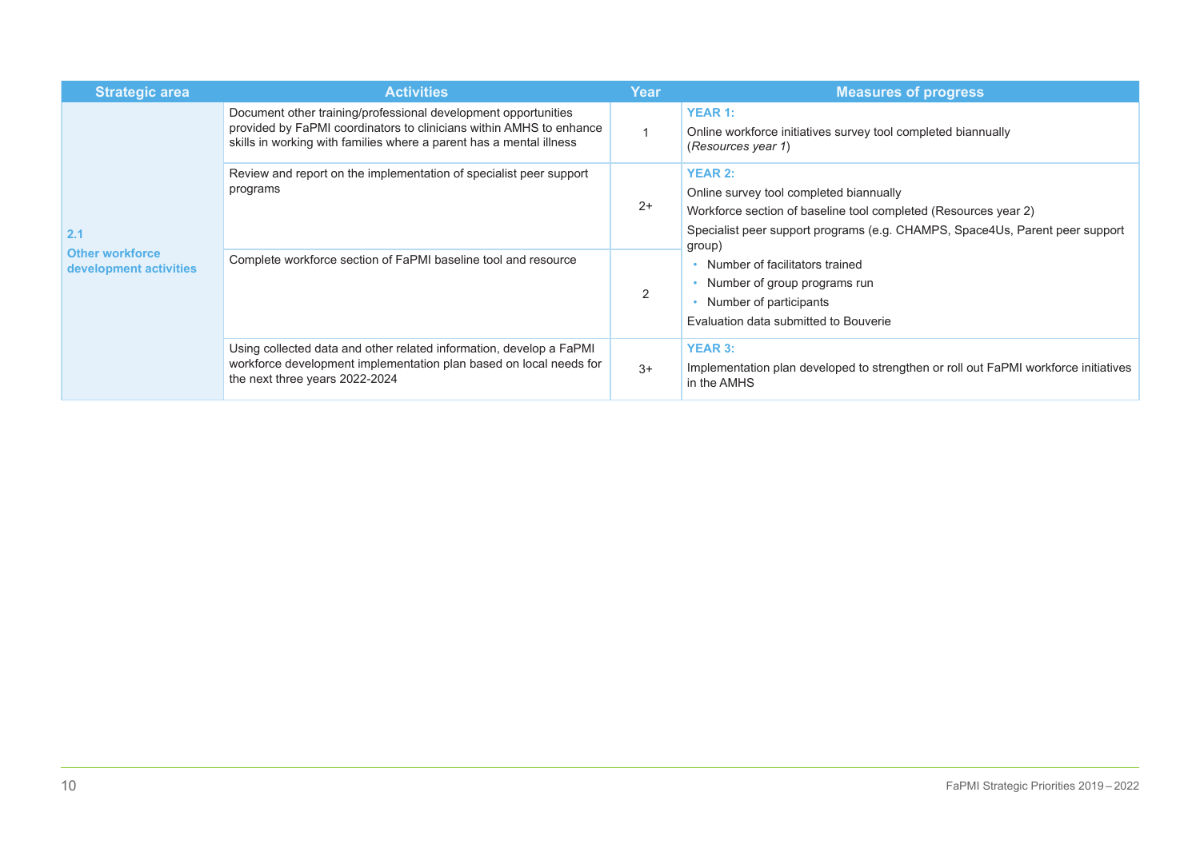| Strategic area | Activities | Year | Measures of progress |
|---|---|---|---|
| **2.1 Other workforce development activities** | Document other training/professional development opportunities provided by FaPMI coordinators to clinicians within AMHS to enhance skills in working with families where a parent has a mental illness | 1 | **YEAR 1:** Online workforce initiatives survey tool completed biannually (*Resources year 1*) |
| | Review and report on the implementation of specialist peer support programs | 2+ | **YEAR 2:** Online survey tool completed biannually<br>Workforce section of baseline tool completed (Resources year 2)<br>Specialist peer support programs (e.g. CHAMPS, Space4Us, Parent peer support group)<br>• Number of facilitators trained<br>• Number of group programs run<br>• Number of participants<br>Evaluation data submitted to Bouverie |
| | Complete workforce section of FaPMI baseline tool and resource | 2 | |
| | Using collected data and other related information, develop a FaPMI workforce development implementation plan based on local needs for the next three years 2022-2024 | 3+ | **YEAR 3:** Implementation plan developed to strengthen or roll out FaPMI workforce initiatives in the AMHS |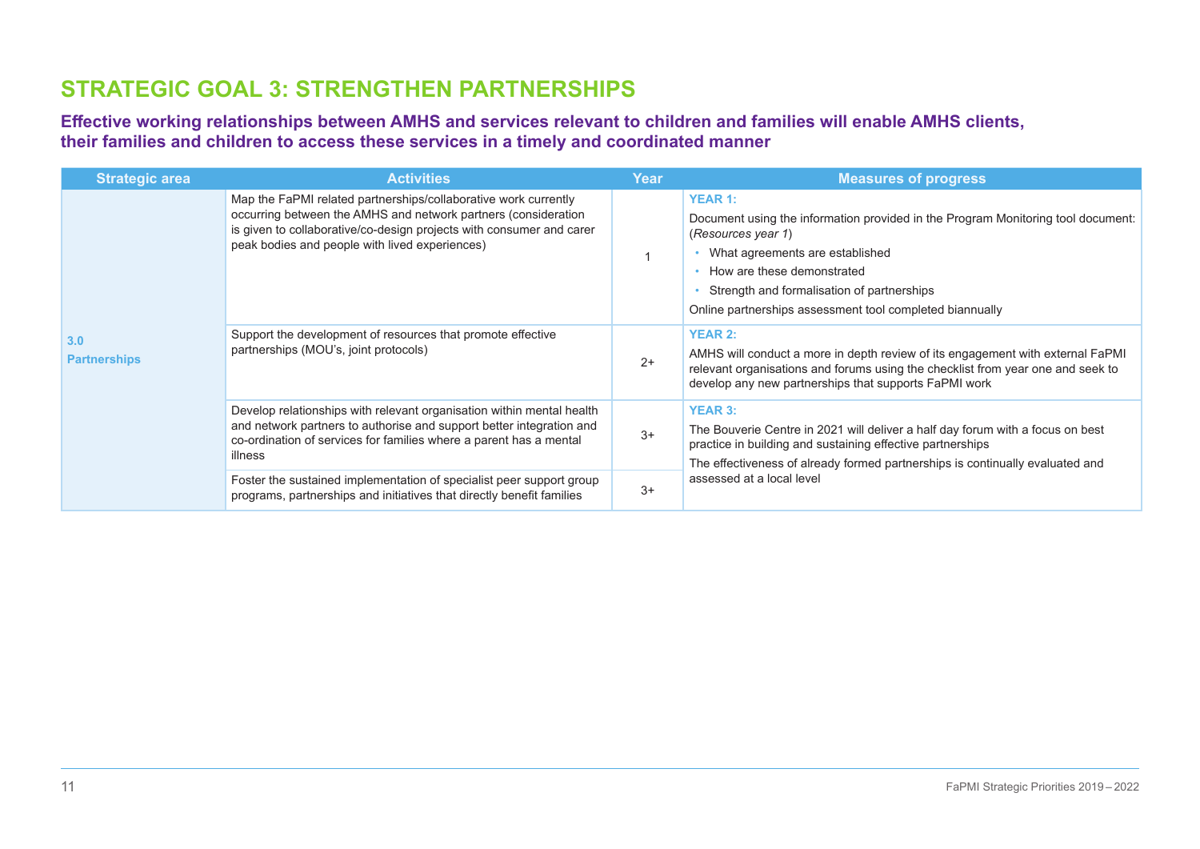# STRATEGIC GOAL 3: STRENGTHEN PARTNERSHIPS

## Effective working relationships between AMHS and services relevant to children and families will enable AMHS clients, their families and children to access these services in a timely and coordinated manner

| Strategic area | Activities | Year | Measures of progress |
|---|---|---|---|
| **3.0 Partnerships** | Map the FaPMI related partnerships/collaborative work currently occurring between the AMHS and network partners (consideration is given to collaborative/co-design projects with consumer and carer peak bodies and people with lived experiences) | 1 | **YEAR 1:** Document using the information provided in the Program Monitoring tool document: (*Resources year 1*) <br>• What agreements are established <br>• How are these demonstrated <br>• Strength and formalisation of partnerships <br>Online partnerships assessment tool completed biannually |
| | Support the development of resources that promote effective partnerships (MOU's, joint protocols) | 2+ | **YEAR 2:** AMHS will conduct a more in depth review of its engagement with external FaPMI relevant organisations and forums using the checklist from year one and seek to develop any new partnerships that supports FaPMI work |
| | Develop relationships with relevant organisation within mental health and network partners to authorise and support better integration and co-ordination of services for families where a parent has a mental illness | 3+ | **YEAR 3:** The Bouverie Centre in 2021 will deliver a half day forum with a focus on best practice in building and sustaining effective partnerships <br>The effectiveness of already formed partnerships is continually evaluated and assessed at a local level |
| | Foster the sustained implementation of specialist peer support group programs, partnerships and initiatives that directly benefit families | 3+ | |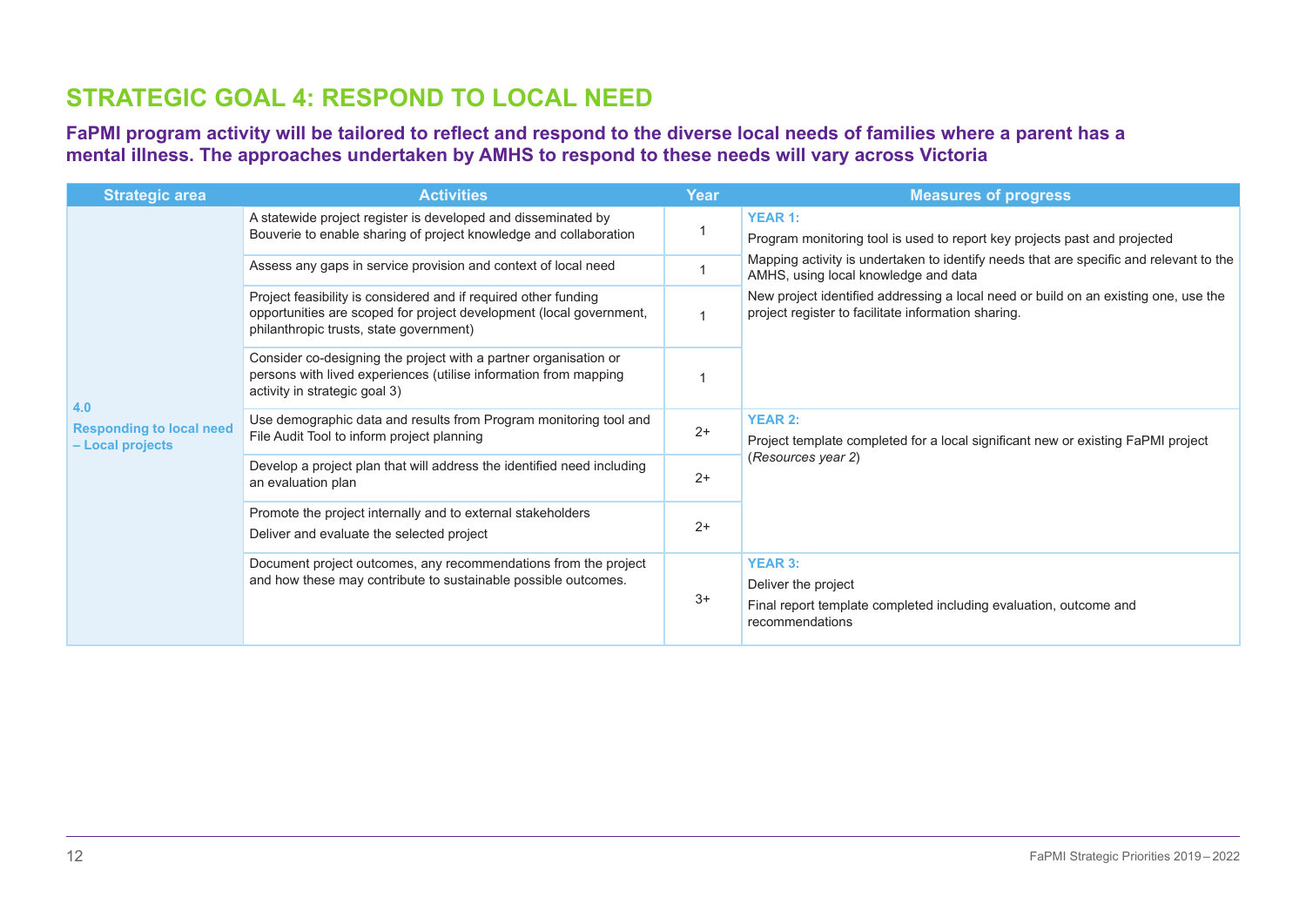# STRATEGIC GOAL 4: RESPOND TO LOCAL NEED

**FaPMI program activity will be tailored to reflect and respond to the diverse local needs of families where a parent has a mental illness. The approaches undertaken by AMHS to respond to these needs will vary across Victoria**

| Strategic area | Activities | Year | Measures of progress |
|---|---|---|---|
| **4.0 Responding to local need – Local projects** | A statewide project register is developed and disseminated by Bouverie to enable sharing of project knowledge and collaboration | 1 | **YEAR 1:**<br>Program monitoring tool is used to report key projects past and projected<br>Mapping activity is undertaken to identify needs that are specific and relevant to the AMHS, using local knowledge and data<br>New project identified addressing a local need or build on an existing one, use the project register to facilitate information sharing. |
| | Assess any gaps in service provision and context of local need | 1 | |
| | Project feasibility is considered and if required other funding opportunities are scoped for project development (local government, philanthropic trusts, state government) | 1 | |
| | Consider co-designing the project with a partner organisation or persons with lived experiences (utilise information from mapping activity in strategic goal 3) | 1 | |
| | Use demographic data and results from Program monitoring tool and File Audit Tool to inform project planning | 2+ | **YEAR 2:**<br>Project template completed for a local significant new or existing FaPMI project (*Resources year 2*) |
| | Develop a project plan that will address the identified need including an evaluation plan | 2+ | |
| | Promote the project internally and to external stakeholders<br>Deliver and evaluate the selected project | 2+ | |
| | Document project outcomes, any recommendations from the project and how these may contribute to sustainable possible outcomes. | 3+ | **YEAR 3:**<br>Deliver the project<br>Final report template completed including evaluation, outcome and recommendations |